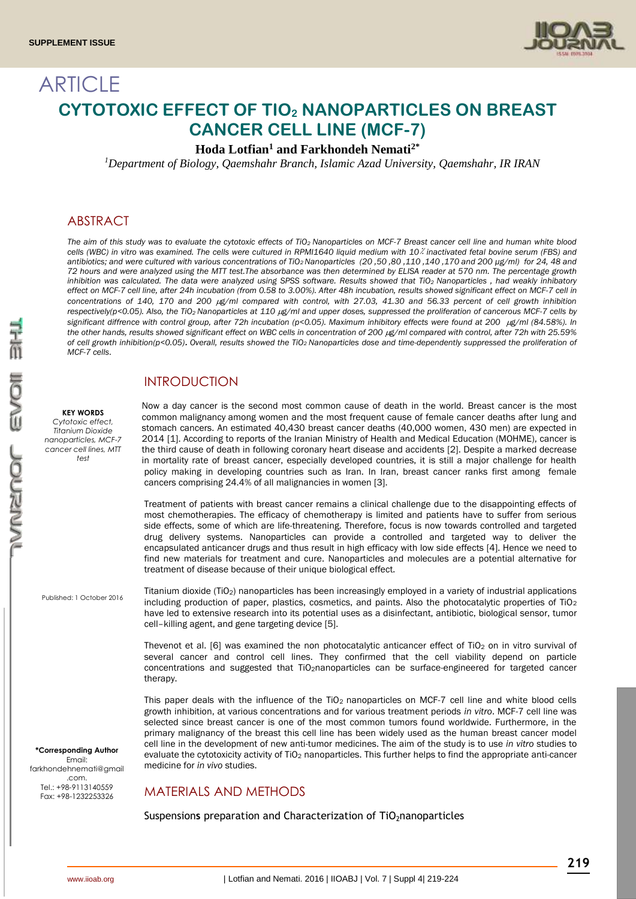SUPPLEMENT ISSUE

ARTICLE

# CYTOTOXIC EFFECT OF $TIO_2$ NANOPARTICLES ON BREAST CANCER CELL LINE (MCF-7)

**Hoda Lotfian[1] and Farkhondeh Nemati[2*]**

*[1]Department of Biology, Qaemshahr Branch, Islamic Azad University, Qaemshahr, IR IRAN*

## ABSTRACT

*The aim of this study was to evaluate the cytotoxic effects of $TiO_2$ Nanoparticles on MCF-7 Breast cancer cell line and human white blood cells (WBC) in vitro was examined. The cells were cultured in RPMI1640 liquid medium with 10٪ inactivated fetal bovine serum (FBS) and antibiotics; and were cultured with various concentrations of $TiO_2$ Nanoparticles (20 ,50 ,80 ,110 ,140 ,170 and 200 µg/ml) for 24, 48 and 72 hours and were analyzed using the MTT test.The absorbance was then determined by ELISA reader at 570 nm. The percentage growth inhibition was calculated. The data were analyzed using SPSS software. Results showed that $TiO_2$ Nanoparticles , had weakly inhibitory effect on MCF-7 cell line, after 24h incubation (from 0.58 to 3.00%). After 48h incubation, results showed significant effect on MCF-7 cell in concentrations of 140, 170 and 200 µg/ml compared with control, with 27.03, 41.30 and 56.33 percent of cell growth inhibition respectively($p<0.05$). Also, the $TiO_2$ Nanoparticles at 110 µg/ml and upper doses, suppressed the proliferation of cancerous MCF-7 cells by significant diffrence with control group, after 72h incubation ($p<0.05$). Maximum inhibitory effects were found at 200 µg/ml (84.58%). In the other hands, results showed significant effect on WBC cells in concentration of 200 µg/ml compared with control, after 72h with 25.59% of cell growth inhibition($p<0.05$). Overall, results showed the $TiO_2$ Nanoparticles dose and time-dependently suppressed the proliferation of MCF-7 cells.*

**KEY WORDS**
*Cytotoxic effect, Titanium Dioxide nanoparticles, MCF-7 cancer cell lines, MTT test*

Published: 1 October 2016

**\*Corresponding Author**
Email: farkhondehnemati@gmail.com.
Tel.: +98-9113140559
Fax: +98-1232253326

## INTRODUCTION

Now a day cancer is the second most common cause of death in the world. Breast cancer is the most common malignancy among women and the most frequent cause of female cancer deaths after lung and stomach cancers. An estimated 40,430 breast cancer deaths (40,000 women, 430 men) are expected in 2014 [1]. According to reports of the Iranian Ministry of Health and Medical Education (MOHME), cancer is the third cause of death in following coronary heart disease and accidents [2]. Despite a marked decrease in mortality rate of breast cancer, especially developed countries, it is still a major challenge for health policy making in developing countries such as Iran. In Iran, breast cancer ranks first among female cancers comprising 24.4% of all malignancies in women [3].

Treatment of patients with breast cancer remains a clinical challenge due to the disappointing effects of most chemotherapies. The efficacy of chemotherapy is limited and patients have to suffer from serious side effects, some of which are life-threatening. Therefore, focus is now towards controlled and targeted drug delivery systems. Nanoparticles can provide a controlled and targeted way to deliver the encapsulated anticancer drugs and thus result in high efficacy with low side effects [4]. Hence we need to find new materials for treatment and cure. Nanoparticles and molecules are a potential alternative for treatment of disease because of their unique biological effect.

Titanium dioxide ($TiO_2$) nanoparticles has been increasingly employed in a variety of industrial applications including production of paper, plastics, cosmetics, and paints. Also the photocatalytic properties of $TiO_2$ have led to extensive research into its potential uses as a disinfectant, antibiotic, biological sensor, tumor cell–killing agent, and gene targeting device [5].

Thevenot et al. [6] was examined the non photocatalytic anticancer effect of $TiO_2$ on in vitro survival of several cancer and control cell lines. They confirmed that the cell viability depend on particle concentrations and suggested that $TiO_2$nanoparticles can be surface-engineered for targeted cancer therapy.

This paper deals with the influence of the $TiO_2$ nanoparticles on MCF-7 cell line and white blood cells growth inhibition, at various concentrations and for various treatment periods *in vitro*. MCF-7 cell line was selected since breast cancer is one of the most common tumors found worldwide. Furthermore, in the primary malignancy of the breast this cell line has been widely used as the human breast cancer model cell line in the development of new anti-tumor medicines. The aim of the study is to use *in vitro* studies to evaluate the cytotoxicity activity of $TiO_2$ nanoparticles. This further helps to find the appropriate anti-cancer medicine for *in vivo* studies.

## MATERIALS AND METHODS

### Suspensions preparation and Characterization of $TiO_2$nanoparticles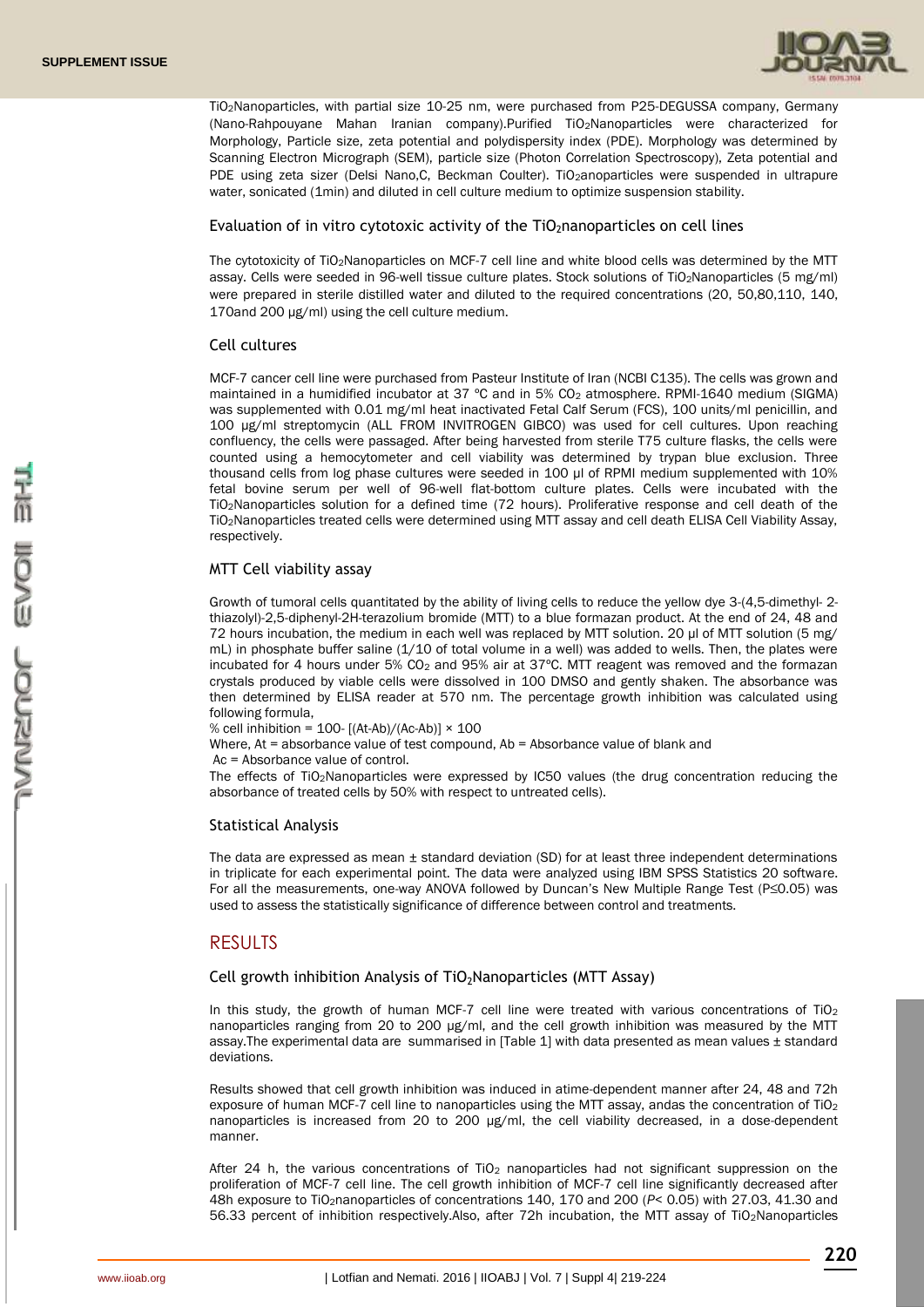$TiO_2$Nanoparticles, with partial size 10-25 nm, were purchased from P25-DEGUSSA company, Germany (Nano-Rahpouyane Mahan Iranian company).Purified $TiO_2$Nanoparticles were characterized for Morphology, Particle size, zeta potential and polydispersity index (PDE). Morphology was determined by Scanning Electron Micrograph (SEM), particle size (Photon Correlation Spectroscopy), Zeta potential and PDE using zeta sizer (Delsi Nano,C, Beckman Coulter). $TiO_2$anoparticles were suspended in ultrapure water, sonicated (1min) and diluted in cell culture medium to optimize suspension stability.

### Evaluation of in vitro cytotoxic activity of the $TiO_2$nanoparticles on cell lines

The cytotoxicity of $TiO_2$Nanoparticles on MCF-7 cell line and white blood cells was determined by the MTT assay. Cells were seeded in 96-well tissue culture plates. Stock solutions of $TiO_2$Nanoparticles (5 mg/ml) were prepared in sterile distilled water and diluted to the required concentrations (20, 50,80,110, 140, 170and 200 μg/ml) using the cell culture medium.

### Cell cultures

MCF-7 cancer cell line were purchased from Pasteur Institute of Iran (NCBI C135). The cells was grown and maintained in a humidified incubator at 37 ºC and in 5% $CO_2$ atmosphere. RPMI-1640 medium (SIGMA) was supplemented with 0.01 mg/ml heat inactivated Fetal Calf Serum (FCS), 100 units/ml penicillin, and 100 μg/ml streptomycin (ALL FROM INVITROGEN GIBCO) was used for cell cultures. Upon reaching confluency, the cells were passaged. After being harvested from sterile T75 culture flasks, the cells were counted using a hemocytometer and cell viability was determined by trypan blue exclusion. Three thousand cells from log phase cultures were seeded in 100 μl of RPMI medium supplemented with 10% fetal bovine serum per well of 96-well flat-bottom culture plates. Cells were incubated with the $TiO_2$Nanoparticles solution for a defined time (72 hours). Proliferative response and cell death of the $TiO_2$Nanoparticles treated cells were determined using MTT assay and cell death ELISA Cell Viability Assay, respectively.

### MTT Cell viability assay

Growth of tumoral cells quantitated by the ability of living cells to reduce the yellow dye 3-(4,5-dimethyl- 2-thiazolyl)-2,5-diphenyl-2H-terazolium bromide (MTT) to a blue formazan product. At the end of 24, 48 and 72 hours incubation, the medium in each well was replaced by MTT solution. 20 μl of MTT solution (5 mg/ mL) in phosphate buffer saline (1/10 of total volume in a well) was added to wells. Then, the plates were incubated for 4 hours under 5% $CO_2$ and 95% air at 37ºC. MTT reagent was removed and the formazan crystals produced by viable cells were dissolved in 100 DMSO and gently shaken. The absorbance was then determined by ELISA reader at 570 nm. The percentage growth inhibition was calculated using following formula,

$$\% \text{ cell inhibition} = 100 - [(At-Ab)/(Ac-Ab)] \times 100$$

Where, At = absorbance value of test compound, Ab = Absorbance value of blank and
Ac = Absorbance value of control.

The effects of $TiO_2$Nanoparticles were expressed by IC50 values (the drug concentration reducing the absorbance of treated cells by 50% with respect to untreated cells).

### Statistical Analysis

The data are expressed as mean ± standard deviation (SD) for at least three independent determinations in triplicate for each experimental point. The data were analyzed using IBM SPSS Statistics 20 software. For all the measurements, one-way ANOVA followed by Duncan's New Multiple Range Test ($P \leq 0.05$) was used to assess the statistically significance of difference between control and treatments.

## RESULTS

### Cell growth inhibition Analysis of $TiO_2$Nanoparticles (MTT Assay)

In this study, the growth of human MCF-7 cell line were treated with various concentrations of $TiO_2$ nanoparticles ranging from 20 to 200 μg/ml, and the cell growth inhibition was measured by the MTT assay.The experimental data are summarised in [Table 1] with data presented as mean values ± standard deviations.

Results showed that cell growth inhibition was induced in atime-dependent manner after 24, 48 and 72h exposure of human MCF-7 cell line to nanoparticles using the MTT assay, andas the concentration of $TiO_2$ nanoparticles is increased from 20 to 200 μg/ml, the cell viability decreased, in a dose-dependent manner.

After 24 h, the various concentrations of $TiO_2$ nanoparticles had not significant suppression on the proliferation of MCF-7 cell line. The cell growth inhibition of MCF-7 cell line significantly decreased after 48h exposure to $TiO_2$nanoparticles of concentrations 140, 170 and 200 ($P < 0.05$) with 27.03, 41.30 and 56.33 percent of inhibition respectively.Also, after 72h incubation, the MTT assay of $TiO_2$Nanoparticles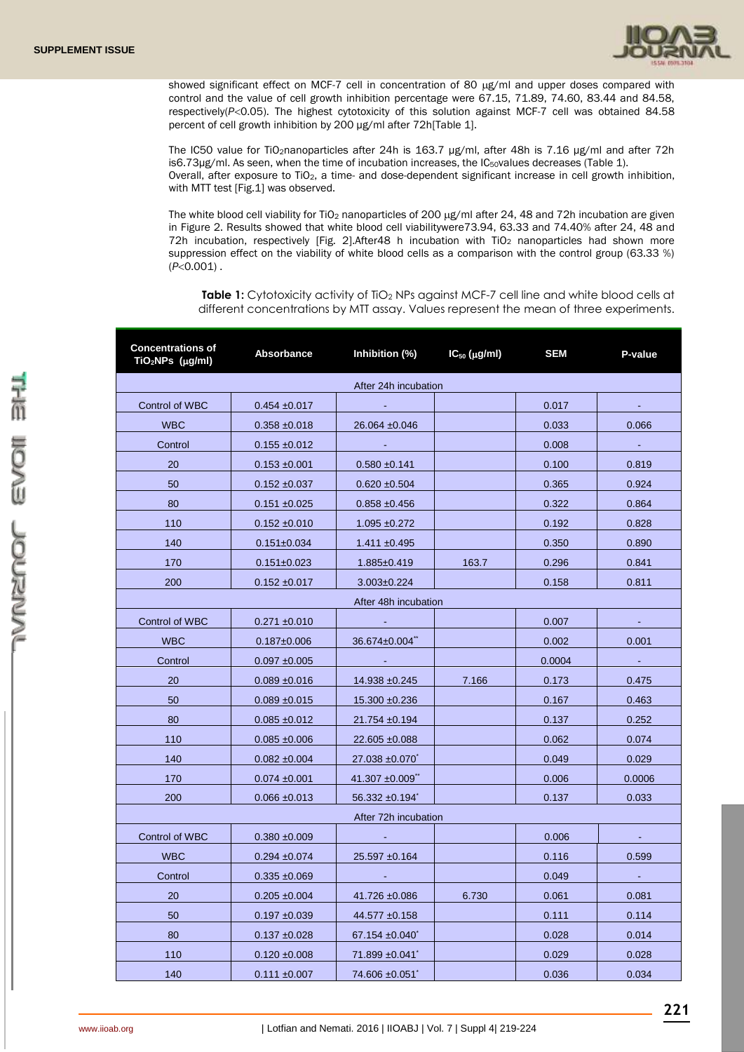showed significant effect on MCF-7 cell in concentration of 80 μg/ml and upper doses compared with control and the value of cell growth inhibition percentage were 67.15, 71.89, 74.60, 83.44 and 84.58, respectively($P$<0.05). The highest cytotoxicity of this solution against MCF-7 cell was obtained 84.58 percent of cell growth inhibition by 200 μg/ml after 72h[Table 1].

The IC50 value for $TiO_2$nanoparticles after 24h is 163.7 μg/ml, after 48h is 7.16 μg/ml and after 72h is6.73μg/ml. As seen, when the time of incubation increases, the $IC_{50}$values decreases (Table 1).
Overall, after exposure to $TiO_2$, a time- and dose-dependent significant increase in cell growth inhibition, with MTT test [Fig.1] was observed.

The white blood cell viability for $TiO_2$ nanoparticles of 200 μg/ml after 24, 48 and 72h incubation are given in Figure 2. Results showed that white blood cell viabilitywere73.94, 63.33 and 74.40% after 24, 48 and 72h incubation, respectively [Fig. 2].After48 h incubation with $TiO_2$ nanoparticles had shown more suppression effect on the viability of white blood cells as a comparison with the control group (63.33 %) ($P$<0.001) .

**Table 1:** Cytotoxicity activity of $TiO_2$ NPs against MCF-7 cell line and white blood cells at different concentrations by MTT assay. Values represent the mean of three experiments.

| Concentrations of $TiO_2$NPs (μg/ml) | Absorbance | Inhibition (%) | $IC_{50}$ (μg/ml) | SEM | P-value |
|---|---|---|---|---|---|
| After 24h incubation | | | | | |
| Control of WBC | 0.454 ±0.017 | - | | 0.017 | - |
| WBC | 0.358 ±0.018 | 26.064 ±0.046 | | 0.033 | 0.066 |
| Control | 0.155 ±0.012 | - | | 0.008 | - |
| 20 | 0.153 ±0.001 | 0.580 ±0.141 | | 0.100 | 0.819 |
| 50 | 0.152 ±0.037 | 0.620 ±0.504 | | 0.365 | 0.924 |
| 80 | 0.151 ±0.025 | 0.858 ±0.456 | | 0.322 | 0.864 |
| 110 | 0.152 ±0.010 | 1.095 ±0.272 | | 0.192 | 0.828 |
| 140 | 0.151±0.034 | 1.411 ±0.495 | | 0.350 | 0.890 |
| 170 | 0.151±0.023 | 1.885±0.419 | 163.7 | 0.296 | 0.841 |
| 200 | 0.152 ±0.017 | 3.003±0.224 | | 0.158 | 0.811 |
| After 48h incubation | | | | | |
| Control of WBC | 0.271 ±0.010 | - | | 0.007 | - |
| WBC | 0.187±0.006 | 36.674±0.004** | | 0.002 | 0.001 |
| Control | 0.097 ±0.005 | - | | 0.0004 | - |
| 20 | 0.089 ±0.016 | 14.938 ±0.245 | 7.166 | 0.173 | 0.475 |
| 50 | 0.089 ±0.015 | 15.300 ±0.236 | | 0.167 | 0.463 |
| 80 | 0.085 ±0.012 | 21.754 ±0.194 | | 0.137 | 0.252 |
| 110 | 0.085 ±0.006 | 22.605 ±0.088 | | 0.062 | 0.074 |
| 140 | 0.082 ±0.004 | 27.038 ±0.070* | | 0.049 | 0.029 |
| 170 | 0.074 ±0.001 | 41.307 ±0.009** | | 0.006 | 0.0006 |
| 200 | 0.066 ±0.013 | 56.332 ±0.194* | | 0.137 | 0.033 |
| After 72h incubation | | | | | |
| Control of WBC | 0.380 ±0.009 | - | | 0.006 | - |
| WBC | 0.294 ±0.074 | 25.597 ±0.164 | | 0.116 | 0.599 |
| Control | 0.335 ±0.069 | - | | 0.049 | - |
| 20 | 0.205 ±0.004 | 41.726 ±0.086 | 6.730 | 0.061 | 0.081 |
| 50 | 0.197 ±0.039 | 44.577 ±0.158 | | 0.111 | 0.114 |
| 80 | 0.137 ±0.028 | 67.154 ±0.040* | | 0.028 | 0.014 |
| 110 | 0.120 ±0.008 | 71.899 ±0.041* | | 0.029 | 0.028 |
| 140 | 0.111 ±0.007 | 74.606 ±0.051* | | 0.036 | 0.034 |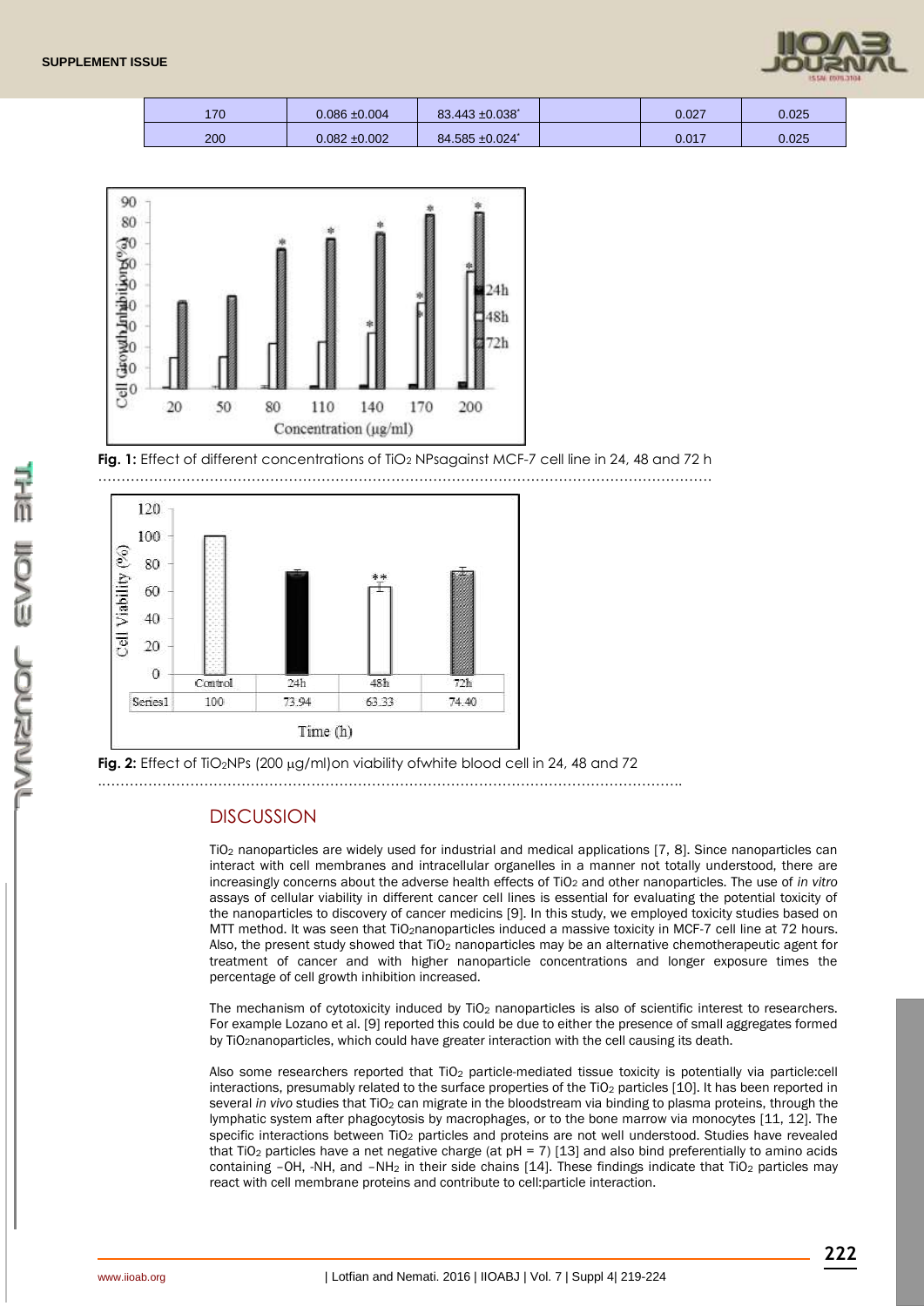| 170 | 0.086 ±0.004 | 83.443 ±0.038* | | 0.027 | 0.025 |
|---|---|---|---|---|---|
| 200 | 0.082 ±0.002 | 84.585 ±0.024* | | 0.017 | 0.025 |

**Fig. 1:** Effect of different concentrations of $TiO_2$ NPsagainst MCF-7 cell line in 24, 48 and 72 h

**Fig. 2:** Effect of $TiO_2$NPs (200 µg/ml)on viability ofwhite blood cell in 24, 48 and 72

## DISCUSSION

$TiO_2$ nanoparticles are widely used for industrial and medical applications [7, 8]. Since nanoparticles can interact with cell membranes and intracellular organelles in a manner not totally understood, there are increasingly concerns about the adverse health effects of $TiO_2$ and other nanoparticles. The use of *in vitro* assays of cellular viability in different cancer cell lines is essential for evaluating the potential toxicity of the nanoparticles to discovery of cancer medicins [9]. In this study, we employed toxicity studies based on MTT method. It was seen that $TiO_2$nanoparticles induced a massive toxicity in MCF-7 cell line at 72 hours. Also, the present study showed that $TiO_2$ nanoparticles may be an alternative chemotherapeutic agent for treatment of cancer and with higher nanoparticle concentrations and longer exposure times the percentage of cell growth inhibition increased.

The mechanism of cytotoxicity induced by $TiO_2$ nanoparticles is also of scientific interest to researchers. For example Lozano et al. [9] reported this could be due to either the presence of small aggregates formed by $TiO_2$nanoparticles, which could have greater interaction with the cell causing its death.

Also some researchers reported that $TiO_2$ particle-mediated tissue toxicity is potentially via particle:cell interactions, presumably related to the surface properties of the $TiO_2$ particles [10]. It has been reported in several *in vivo* studies that $TiO_2$ can migrate in the bloodstream via binding to plasma proteins, through the lymphatic system after phagocytosis by macrophages, or to the bone marrow via monocytes [11, 12]. The specific interactions between $TiO_2$ particles and proteins are not well understood. Studies have revealed that $TiO_2$ particles have a net negative charge (at pH = 7) [13] and also bind preferentially to amino acids containing –OH, -NH, and $-NH_2$ in their side chains [14]. These findings indicate that $TiO_2$ particles may react with cell membrane proteins and contribute to cell:particle interaction.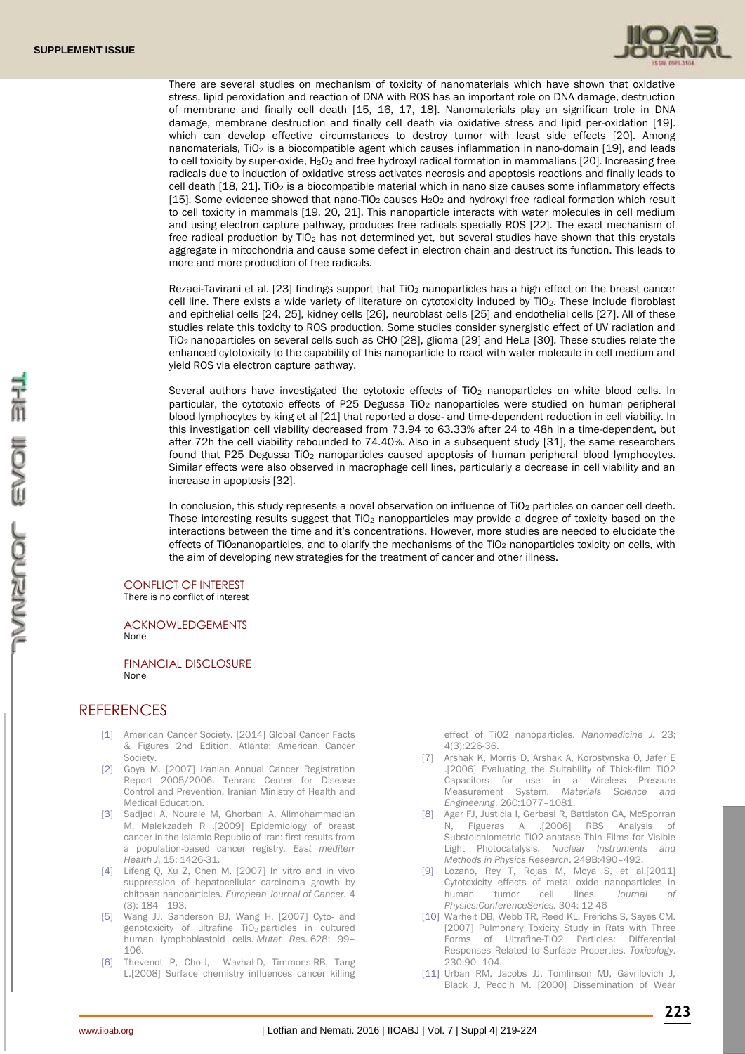There are several studies on mechanism of toxicity of nanomaterials which have shown that oxidative stress, lipid peroxidation and reaction of DNA with ROS has an important role on DNA damage, destruction of membrane and finally cell death [15, 16, 17, 18]. Nanomaterials play an significan trole in DNA damage, membrane destruction and finally cell death via oxidative stress and lipid per-oxidation [19]. which can develop effective circumstances to destroy tumor with least side effects [20]. Among nanomaterials, $TiO_2$ is a biocompatible agent which causes inflammation in nano-domain [19], and leads to cell toxicity by super-oxide, $H_2O_2$ and free hydroxyl radical formation in mammalians [20]. Increasing free radicals due to induction of oxidative stress activates necrosis and apoptosis reactions and finally leads to cell death [18, 21]. $TiO_2$ is a biocompatible material which in nano size causes some inflammatory effects [15]. Some evidence showed that nano-$TiO_2$ causes $H_2O_2$ and hydroxyl free radical formation which result to cell toxicity in mammals [19, 20, 21]. This nanoparticle interacts with water molecules in cell medium and using electron capture pathway, produces free radicals specially ROS [22]. The exact mechanism of free radical production by $TiO_2$ has not determined yet, but several studies have shown that this crystals aggregate in mitochondria and cause some defect in electron chain and destruct its function. This leads to more and more production of free radicals.

Rezaei-Tavirani et al. [23] findings support that $TiO_2$ nanoparticles has a high effect on the breast cancer cell line. There exists a wide variety of literature on cytotoxicity induced by $TiO_2$. These include fibroblast and epithelial cells [24, 25], kidney cells [26], neuroblast cells [25] and endothelial cells [27]. All of these studies relate this toxicity to ROS production. Some studies consider synergistic effect of UV radiation and $TiO_2$ nanoparticles on several cells such as CHO [28], glioma [29] and HeLa [30]. These studies relate the enhanced cytotoxicity to the capability of this nanoparticle to react with water molecule in cell medium and yield ROS via electron capture pathway.

Several authors have investigated the cytotoxic effects of $TiO_2$ nanoparticles on white blood cells. In particular, the cytotoxic effects of P25 Degussa $TiO_2$ nanoparticles were studied on human peripheral blood lymphocytes by king et al [21] that reported a dose- and time-dependent reduction in cell viability. In this investigation cell viability decreased from 73.94 to 63.33% after 24 to 48h in a time-dependent, but after 72h the cell viability rebounded to 74.40%. Also in a subsequent study [31], the same researchers found that P25 Degussa $TiO_2$ nanoparticles caused apoptosis of human peripheral blood lymphocytes. Similar effects were also observed in macrophage cell lines, particularly a decrease in cell viability and an increase in apoptosis [32].

In conclusion, this study represents a novel observation on influence of $TiO_2$ particles on cancer cell deeth. These interesting results suggest that $TiO_2$ nanopparticles may provide a degree of toxicity based on the interactions between the time and it's concentrations. However, more studies are needed to elucidate the effects of $TiO_2$nanoparticles, and to clarify the mechanisms of the $TiO_2$ nanoparticles toxicity on cells, with the aim of developing new strategies for the treatment of cancer and other illness.

## CONFLICT OF INTEREST

There is no conflict of interest

## ACKNOWLEDGEMENTS

None

## FINANCIAL DISCLOSURE

None

## REFERENCES

[1] American Cancer Society. [2014] Global Cancer Facts & Figures 2nd Edition. Atlanta: American Cancer Society.

[2] Goya M. [2007] Iranian Annual Cancer Registration Report 2005/2006. Tehran: Center for Disease Control and Prevention, Iranian Ministry of Health and Medical Education.

[3] Sadjadi A, Nouraie M, Ghorbani A, Alimohammadian M, Malekzadeh R .[2009] Epidemiology of breast cancer in the Islamic Republic of Iran: first results from a population-based cancer registry. *East mediterr Health J*, 15: 1426-31.

[4] Lifeng Q, Xu Z, Chen M. [2007] In vitro and in vivo suppression of hepatocellular carcinoma growth by chitosan nanoparticles. *European Journal of Cancer.* 4 (3): 184 –193.

[5] Wang JJ, Sanderson BJ, Wang H. [2007] Cyto- and genotoxicity of ultrafine $TiO_2$ particles in cultured human lymphoblastoid cells. *Mutat Res*. 628: 99–106.

[6] Thevenot P, Cho J, Wavhal D, Timmons RB, Tang L.[2008] Surface chemistry influences cancer killing effect of TiO2 nanoparticles. *Nanomedicine J.* 23; 4(3):226-36.

[7] Arshak K, Morris D, Arshak A, Korostynska O, Jafer E .[2006] Evaluating the Suitability of Thick-film TiO2 Capacitors for use in a Wireless Pressure Measurement System. *Materials Science and Engineering*. 26C:1077–1081.

[8] Agar FJ, Justicia I, Gerbasi R, Battiston GA, McSporran N, Figueras A .[2006] RBS Analysis of Substoichiometric TiO2-anatase Thin Films for Visible Light Photocatalysis. *Nuclear Instruments and Methods in Physics Research*. 249B:490–492.

[9] Lozano, Rey T, Rojas M, Moya S, et al.[2011] Cytotoxicity effects of metal oxide nanoparticles in human tumor cell lines. *Journal of Physics:ConferenceSeries.* 304: 12-46

[10] Warheit DB, Webb TR, Reed KL, Frerichs S, Sayes CM. [2007] Pulmonary Toxicity Study in Rats with Three Forms of Ultrafine-TiO2 Particles: Differential Responses Related to Surface Properties. *Toxicology*. 230:90–104.

[11] Urban RM, Jacobs JJ, Tomlinson MJ, Gavrilovich J, Black J, Peoc'h M. [2000] Dissemination of Wear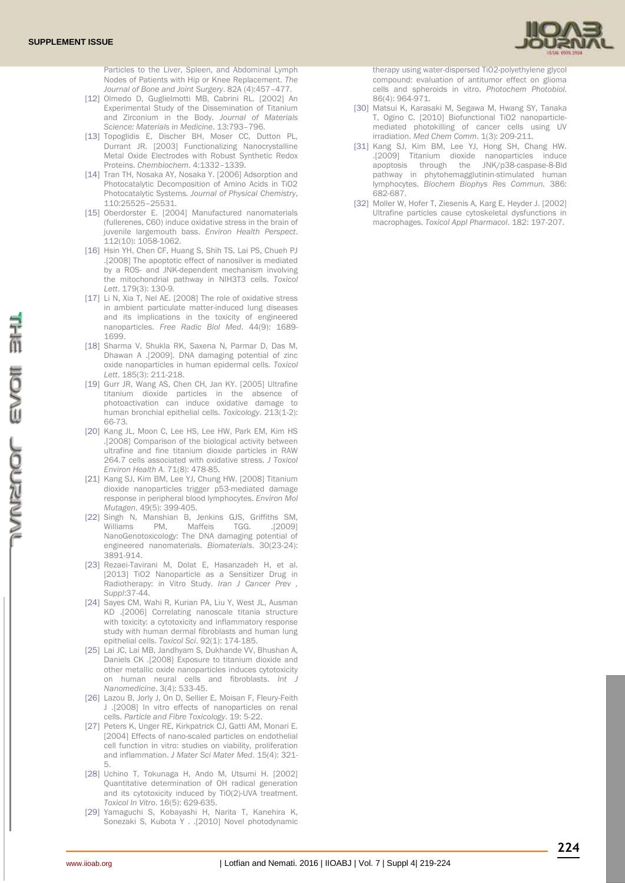Particles to the Liver, Spleen, and Abdominal Lymph Nodes of Patients with Hip or Knee Replacement. *The Journal of Bone and Joint Surgery*. 82A (4):457–477.

[12] Olmedo D, Guglielmotti MB, Cabrini RL. [2002] An Experimental Study of the Dissemination of Titanium and Zirconium in the Body. *Journal of Materials Science: Materials in Medicine*. 13:793–796.

[13] Topoglidis E, Discher BH, Moser CC, Dutton PL, Durrant JR. [2003] Functionalizing Nanocrystalline Metal Oxide Electrodes with Robust Synthetic Redox Proteins. *Chembiochem*. 4:1332–1339.

[14] Tran TH, Nosaka AY, Nosaka Y. [2006] Adsorption and Photocatalytic Decomposition of Amino Acids in TiO2 Photocatalytic Systems. *Journal of Physical Chemistry*, 110:25525–25531.

[15] Oberdorster E. [2004] Manufactured nanomaterials (fullerenes, C60) induce oxidative stress in the brain of juvenile largemouth bass. *Environ Health Perspect*. 112(10): 1058-1062.

[16] Hsin YH, Chen CF, Huang S, Shih TS, Lai PS, Chueh PJ .[2008] The apoptotic effect of nanosilver is mediated by a ROS- and JNK-dependent mechanism involving the mitochondrial pathway in NIH3T3 cells. *Toxicol Lett*. 179(3): 130-9.

[17] Li N, Xia T, Nel AE. [2008] The role of oxidative stress in ambient particulate matter-induced lung diseases and its implications in the toxicity of engineered nanoparticles. *Free Radic Biol Med*. 44(9): 1689-1699.

[18] Sharma V, Shukla RK, Saxena N, Parmar D, Das M, Dhawan A .[2009]. DNA damaging potential of zinc oxide nanoparticles in human epidermal cells. *Toxicol Lett*. 185(3): 211-218.

[19] Gurr JR, Wang AS, Chen CH, Jan KY. [2005] Ultrafine titanium dioxide particles in the absence of photoactivation can induce oxidative damage to human bronchial epithelial cells. *Toxicology*. 213(1-2): 66-73.

[20] Kang JL, Moon C, Lee HS, Lee HW, Park EM, Kim HS .[2008] Comparison of the biological activity between ultrafine and fine titanium dioxide particles in RAW 264.7 cells associated with oxidative stress. *J Toxicol Environ Health A*. 71(8): 478-85.

[21] Kang SJ, Kim BM, Lee YJ, Chung HW. [2008] Titanium dioxide nanoparticles trigger p53-mediated damage response in peripheral blood lymphocytes. *Environ Mol Mutagen*. 49(5): 399-405.

[22] Singh N, Manshian B, Jenkins GJS, Griffiths SM, Williams PM, Maffeis TGG. .[2009] NanoGenotoxicology: The DNA damaging potential of engineered nanomaterials. *Biomaterials*. 30(23-24): 3891-914.

[23] Rezaei-Tavirani M, Dolat E, Hasanzadeh H, et al. [2013] TiO2 Nanoparticle as a Sensitizer Drug in Radiotherapy: in Vitro Study. *Iran J Cancer Prev , Suppl*:37-44.

[24] Sayes CM, Wahi R, Kurian PA, Liu Y, West JL, Ausman KD .[2006] Correlating nanoscale titania structure with toxicity: a cytotoxicity and inflammatory response study with human dermal fibroblasts and human lung epithelial cells. *Toxicol Sci*. 92(1): 174-185.

[25] Lai JC, Lai MB, Jandhyam S, Dukhande VV, Bhushan A, Daniels CK .[2008] Exposure to titanium dioxide and other metallic oxide nanoparticles induces cytotoxicity on human neural cells and fibroblasts. *Int J Nanomedicine*. 3(4): 533-45.

[26] Lazou B, Jorly J, On D, Sellier E, Moisan F, Fleury-Feith J .[2008] In vitro effects of nanoparticles on renal cells. *Particle and Fibre Toxicology*. 19: 5-22.

[27] Peters K, Unger RE, Kirkpatrick CJ, Gatti AM, Monari E. [2004] Effects of nano-scaled particles on endothelial cell function in vitro: studies on viability, proliferation and inflammation. *J Mater Sci Mater Med*. 15(4): 321-5.

[28] Uchino T, Tokunaga H, Ando M, Utsumi H. [2002] Quantitative determination of OH radical generation and its cytotoxicity induced by TiO(2)-UVA treatment. *Toxicol In Vitro*. 16(5): 629-635.

[29] Yamaguchi S, Kobayashi H, Narita T, Kanehira K, Sonezaki S, Kubota Y . .[2010] Novel photodynamic therapy using water-dispersed TiO2-polyethylene glycol compound: evaluation of antitumor effect on glioma cells and spheroids in vitro. *Photochem Photobiol*. 86(4): 964-971.

[30] Matsui K, Karasaki M, Segawa M, Hwang SY, Tanaka T, Ogino C. [2010] Biofunctional TiO2 nanoparticle-mediated photokilling of cancer cells using UV irradiation. *Med Chem Comm*. 1(3): 209-211.

[31] Kang SJ, Kim BM, Lee YJ, Hong SH, Chang HW. .[2009] Titanium dioxide nanoparticles induce apoptosis through the JNK/p38-caspase-8-Bid pathway in phytohemagglutinin-stimulated human lymphocytes. *Biochem Biophys Res Commun*. 386: 682-687.

[32] Moller W, Hofer T, Ziesenis A, Karg E, Heyder J. [2002] Ultrafine particles cause cytoskeletal dysfunctions in macrophages. *Toxicol Appl Pharmacol*. 182: 197-207.